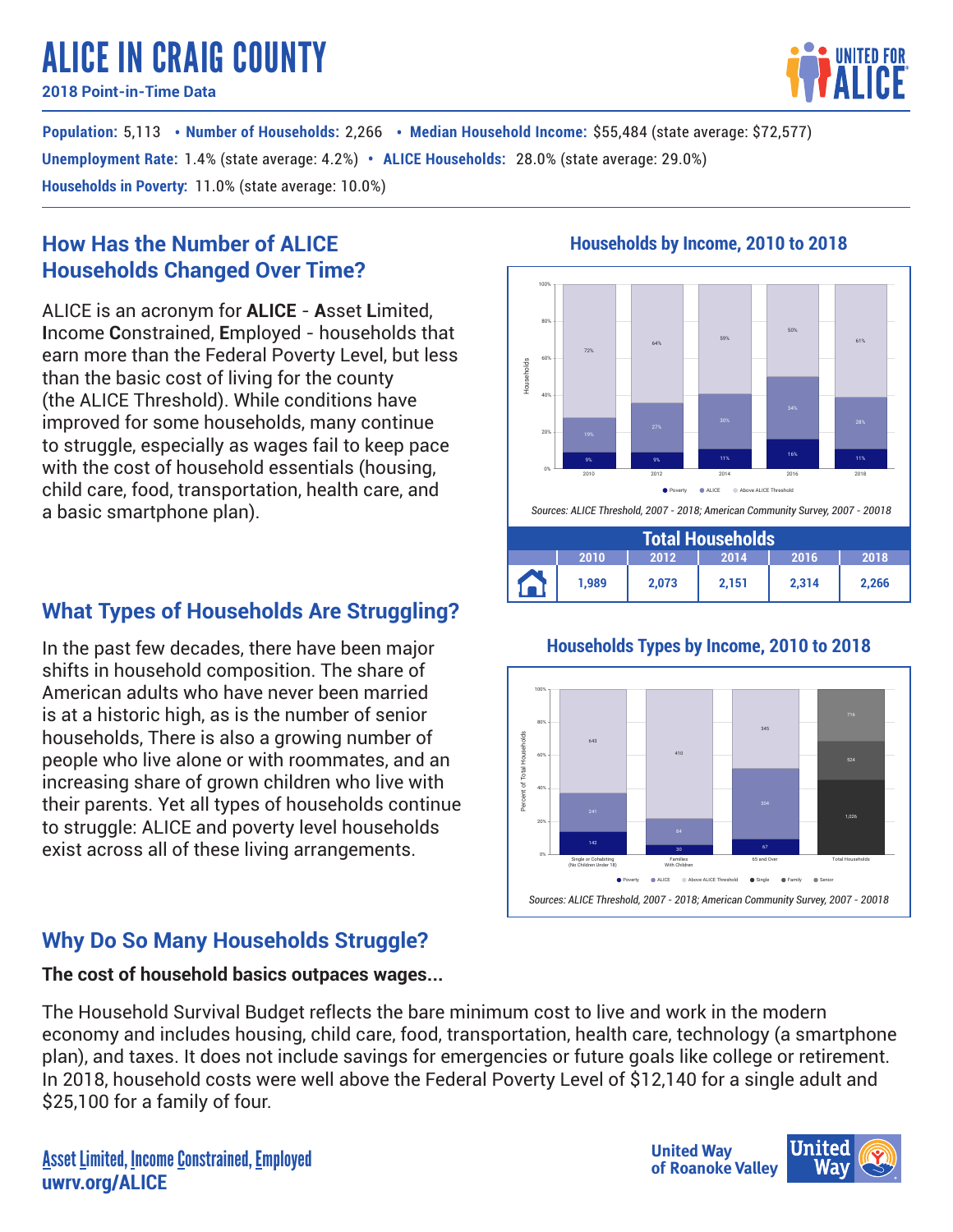# ALICE IN CRAIG COUNTY

**2018 Point-in-Time Data**

**Population:** 5,113 • **Number of Households:** 2,266 • **Median Household Income:** $55,484 (state average: $72,577)
**Unemployment Rate:** 1.4% (state average: 4.2%) • **ALICE Households:** 28.0% (state average: 29.0%)
**Households in Poverty:** 11.0% (state average: 10.0%)

## How Has the Number of ALICE Households Changed Over Time?

ALICE is an acronym for **ALICE** - **A**sset **L**imited, **I**ncome **C**onstrained, **E**mployed - households that earn more than the Federal Poverty Level, but less than the basic cost of living for the county (the ALICE Threshold). While conditions have improved for some households, many continue to struggle, especially as wages fail to keep pace with the cost of household essentials (housing, child care, food, transportation, health care, and a basic smartphone plan).

### Households by Income, 2010 to 2018

| Year | Poverty | ALICE | Above ALICE Threshold |
|---|---|---|---|
| 2010 | 9% | 19% | 72% |
| 2012 | 9% | 27% | 64% |
| 2014 | 11% | 30% | 59% |
| 2016 | 16% | 34% | 50% |
| 2018 | 11% | 28% | 61% |

*Sources: ALICE Threshold, 2007 - 2018; American Community Survey, 2007 - 20018*

| Total Households | 2010 | 2012 | 2014 | 2016 | 2018 |
|---|---|---|---|---|---|
| | 1,989 | 2,073 | 2,151 | 2,314 | 2,266 |

## What Types of Households Are Struggling?

In the past few decades, there have been major shifts in household composition. The share of American adults who have never been married is at a historic high, as is the number of senior households, There is also a growing number of people who live alone or with roommates, and an increasing share of grown children who live with their parents. Yet all types of households continue to struggle: ALICE and poverty level households exist across all of these living arrangements.

### Households Types by Income, 2010 to 2018

| | Poverty | ALICE | Above ALICE Threshold |
|---|---|---|---|
| Single or Cohabiting (No Children Under 18) | 142 | 241 | 643 |
| Families With Children | 30 | 84 | 410 |
| 65 and Over | 67 | 304 | 345 |

| Total Households | |
|---|---|
| Single | 1,026 |
| Family | 524 |
| Senior | 716 |

*Sources: ALICE Threshold, 2007 - 2018; American Community Survey, 2007 - 20018*

## Why Do So Many Households Struggle?

**The cost of household basics outpaces wages...**

The Household Survival Budget reflects the bare minimum cost to live and work in the modern economy and includes housing, child care, food, transportation, health care, technology (a smartphone plan), and taxes. It does not include savings for emergencies or future goals like college or retirement. In 2018, household costs were well above the Federal Poverty Level of $12,140 for a single adult and $25,100 for a family of four.

Asset Limited, Income Constrained, Employed
uwrv.org/ALICE

United Way of Roanoke Valley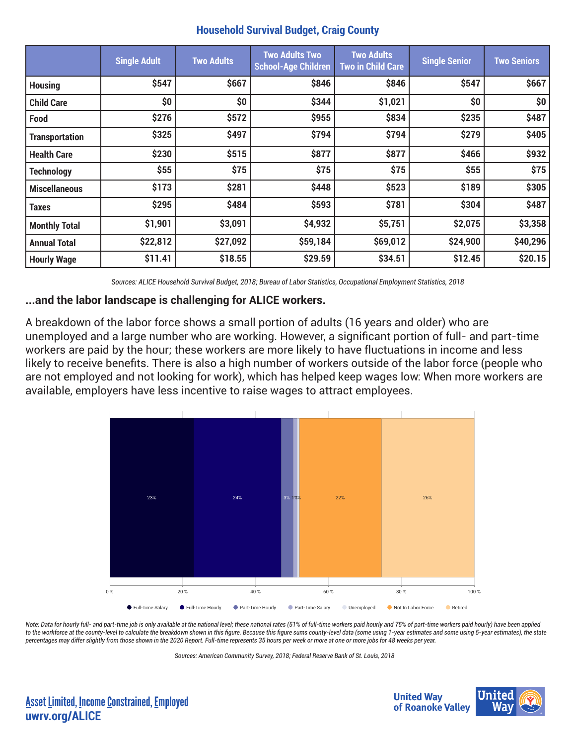## Household Survival Budget, Craig County

| | Single Adult | Two Adults | Two Adults Two School-Age Children | Two Adults Two in Child Care | Single Senior | Two Seniors |
|---|---|---|---|---|---|---|
| Housing | $547 | $667 | $846 | $846 | $547 | $667 |
| Child Care | $0 | $0 | $344 | $1,021 | $0 | $0 |
| Food | $276 | $572 | $955 | $834 | $235 | $487 |
| Transportation | $325 | $497 | $794 | $794 | $279 | $405 |
| Health Care | $230 | $515 | $877 | $877 | $466 | $932 |
| Technology | $55 | $75 | $75 | $75 | $55 | $75 |
| Miscellaneous | $173 | $281 | $448 | $523 | $189 | $305 |
| Taxes | $295 | $484 | $593 | $781 | $304 | $487 |
| Monthly Total | $1,901 | $3,091 | $4,932 | $5,751 | $2,075 | $3,358 |
| Annual Total | $22,812 | $27,092 | $59,184 | $69,012 | $24,900 | $40,296 |
| Hourly Wage | $11.41 | $18.55 | $29.59 | $34.51 | $12.45 | $20.15 |

*Sources: ALICE Household Survival Budget, 2018; Bureau of Labor Statistics, Occupational Employment Statistics, 2018*

### ...and the labor landscape is challenging for ALICE workers.

A breakdown of the labor force shows a small portion of adults (16 years and older) who are unemployed and a large number who are working. However, a significant portion of full- and part-time workers are paid by the hour; these workers are more likely to have fluctuations in income and less likely to receive benefits. There is also a high number of workers outside of the labor force (people who are not employed and not looking for work), which has helped keep wages low: When more workers are available, employers have less incentive to raise wages to attract employees.

23%
24%
3%
1%
1%
22%
26%

0 %
20 %
40 %
60 %
80 %
100 %

Full-Time Salary
Full-Time Hourly
Part-Time Hourly
Part-Time Salary
Unemployed
Not In Labor Force
Retired

*Note: Data for hourly full- and part-time job is only available at the national level; these national rates (51% of full-time workers paid hourly and 75% of part-time workers paid hourly) have been applied to the workforce at the county-level to calculate the breakdown shown in this figure. Because this figure sums county-level data (some using 1-year estimates and some using 5-year estimates), the state percentages may differ slightly from those shown in the 2020 Report. Full-time represents 35 hours per week or more at one or more jobs for 48 weeks per year.*

*Sources: American Community Survey, 2018; Federal Reserve Bank of St. Louis, 2018*

Asset Limited, Income Constrained, Employed
uwrv.org/ALICE

United Way of Roanoke Valley